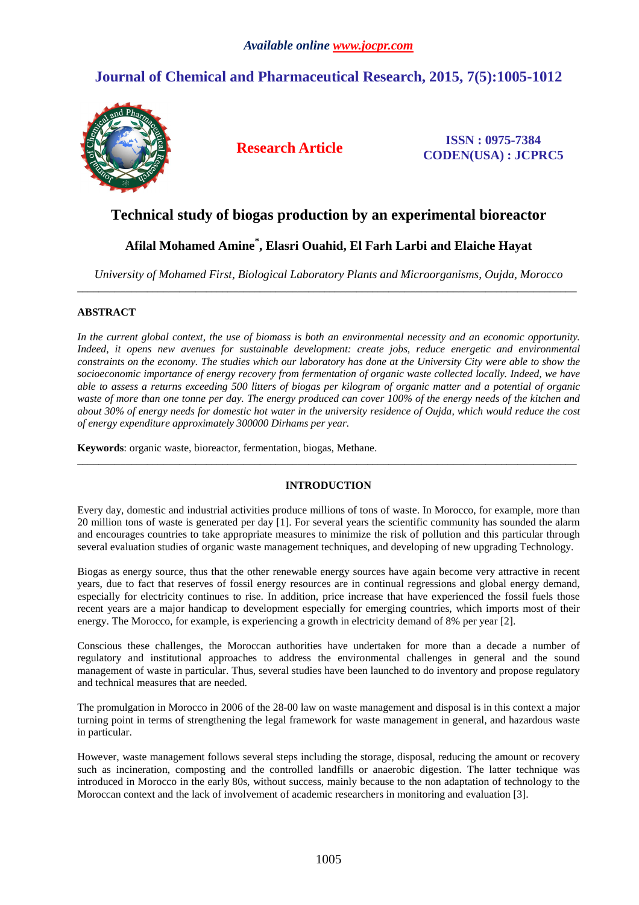# Technical study of biogas production by an experimental bioreactor

## Afilal Mohamed Amine*, Elasri Ouahid, El Farh Larbi and Elaiche Hayat

*University of Mohamed First, Biological Laboratory Plants and Microorganisms, Oujda, Morocco*

---

## ABSTRACT

*In the current global context, the use of biomass is both an environmental necessity and an economic opportunity. Indeed, it opens new avenues for sustainable development: create jobs, reduce energetic and environmental constraints on the economy. The studies which our laboratory has done at the University City were able to show the socioeconomic importance of energy recovery from fermentation of organic waste collected locally. Indeed, we have able to assess a returns exceeding 500 litters of biogas per kilogram of organic matter and a potential of organic waste of more than one tonne per day. The energy produced can cover 100% of the energy needs of the kitchen and about 30% of energy needs for domestic hot water in the university residence of Oujda, which would reduce the cost of energy expenditure approximately 300000 Dirhams per year.*

**Keywords**: organic waste, bioreactor, fermentation, biogas, Methane.

---

## INTRODUCTION

Every day, domestic and industrial activities produce millions of tons of waste. In Morocco, for example, more than 20 million tons of waste is generated per day [1]. For several years the scientific community has sounded the alarm and encourages countries to take appropriate measures to minimize the risk of pollution and this particular through several evaluation studies of organic waste management techniques, and developing of new upgrading Technology.

Biogas as energy source, thus that the other renewable energy sources have again become very attractive in recent years, due to fact that reserves of fossil energy resources are in continual regressions and global energy demand, especially for electricity continues to rise. In addition, price increase that have experienced the fossil fuels those recent years are a major handicap to development especially for emerging countries, which imports most of their energy. The Morocco, for example, is experiencing a growth in electricity demand of 8% per year [2].

Conscious these challenges, the Moroccan authorities have undertaken for more than a decade a number of regulatory and institutional approaches to address the environmental challenges in general and the sound management of waste in particular. Thus, several studies have been launched to do inventory and propose regulatory and technical measures that are needed.

The promulgation in Morocco in 2006 of the 28-00 law on waste management and disposal is in this context a major turning point in terms of strengthening the legal framework for waste management in general, and hazardous waste in particular.

However, waste management follows several steps including the storage, disposal, reducing the amount or recovery such as incineration, composting and the controlled landfills or anaerobic digestion. The latter technique was introduced in Morocco in the early 80s, without success, mainly because to the non adaptation of technology to the Moroccan context and the lack of involvement of academic researchers in monitoring and evaluation [3].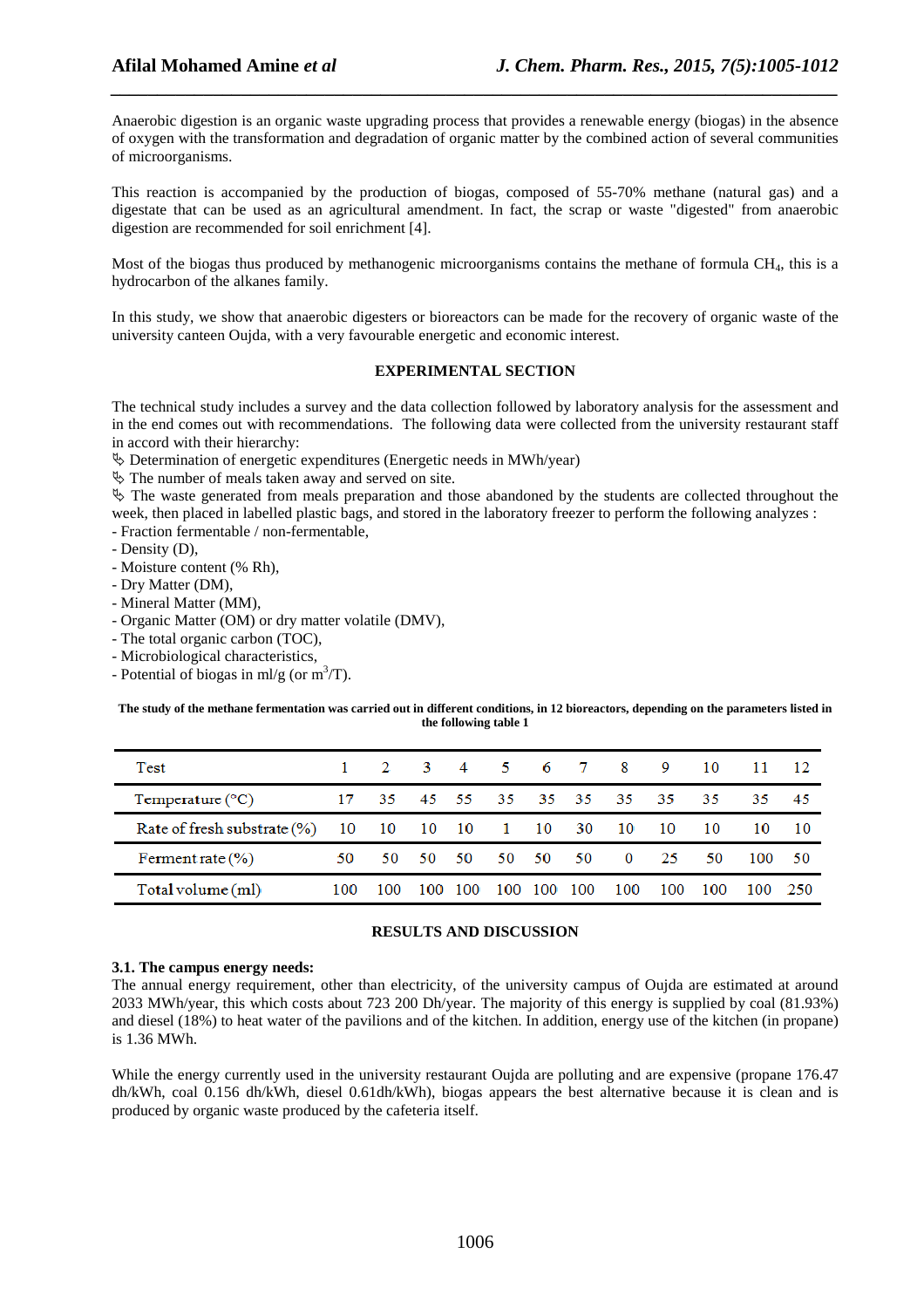Anaerobic digestion is an organic waste upgrading process that provides a renewable energy (biogas) in the absence of oxygen with the transformation and degradation of organic matter by the combined action of several communities of microorganisms.

This reaction is accompanied by the production of biogas, composed of 55-70% methane (natural gas) and a digestate that can be used as an agricultural amendment. In fact, the scrap or waste "digested" from anaerobic digestion are recommended for soil enrichment [4].

Most of the biogas thus produced by methanogenic microorganisms contains the methane of formula $CH_4$, this is a hydrocarbon of the alkanes family.

In this study, we show that anaerobic digesters or bioreactors can be made for the recovery of organic waste of the university canteen Oujda, with a very favourable energetic and economic interest.

## EXPERIMENTAL SECTION

The technical study includes a survey and the data collection followed by laboratory analysis for the assessment and in the end comes out with recommendations. The following data were collected from the university restaurant staff in accord with their hierarchy:

- Determination of energetic expenditures (Energetic needs in MWh/year)
- The number of meals taken away and served on site.
- The waste generated from meals preparation and those abandoned by the students are collected throughout the week, then placed in labelled plastic bags, and stored in the laboratory freezer to perform the following analyzes :

- Fraction fermentable / non-fermentable,
- Density (D),
- Moisture content (% Rh),
- Dry Matter (DM),
- Mineral Matter (MM),
- Organic Matter (OM) or dry matter volatile (DMV),
- The total organic carbon (TOC),
- Microbiological characteristics,
- Potential of biogas in ml/g (or $m^3$/T).

**The study of the methane fermentation was carried out in different conditions, in 12 bioreactors, depending on the parameters listed in the following table 1**

| Test | 1 | 2 | 3 | 4 | 5 | 6 | 7 | 8 | 9 | 10 | 11 | 12 |
|---|---|---|---|---|---|---|---|---|---|---|---|---|
| Temperature (°C) | 17 | 35 | 45 | 55 | 35 | 35 | 35 | 35 | 35 | 35 | 35 | 45 |
| Rate of fresh substrate (%) | 10 | 10 | 10 | 10 | 1 | 10 | 30 | 10 | 10 | 10 | 10 | 10 |
| Ferment rate (%) | 50 | 50 | 50 | 50 | 50 | 50 | 50 | 0 | 25 | 50 | 100 | 50 |
| Total volume (ml) | 100 | 100 | 100 | 100 | 100 | 100 | 100 | 100 | 100 | 100 | 100 | 250 |

## RESULTS AND DISCUSSION

### 3.1. The campus energy needs:

The annual energy requirement, other than electricity, of the university campus of Oujda are estimated at around 2033 MWh/year, this which costs about 723 200 Dh/year. The majority of this energy is supplied by coal (81.93%) and diesel (18%) to heat water of the pavilions and of the kitchen. In addition, energy use of the kitchen (in propane) is 1.36 MWh.

While the energy currently used in the university restaurant Oujda are polluting and are expensive (propane 176.47 dh/kWh, coal 0.156 dh/kWh, diesel 0.61dh/kWh), biogas appears the best alternative because it is clean and is produced by organic waste produced by the cafeteria itself.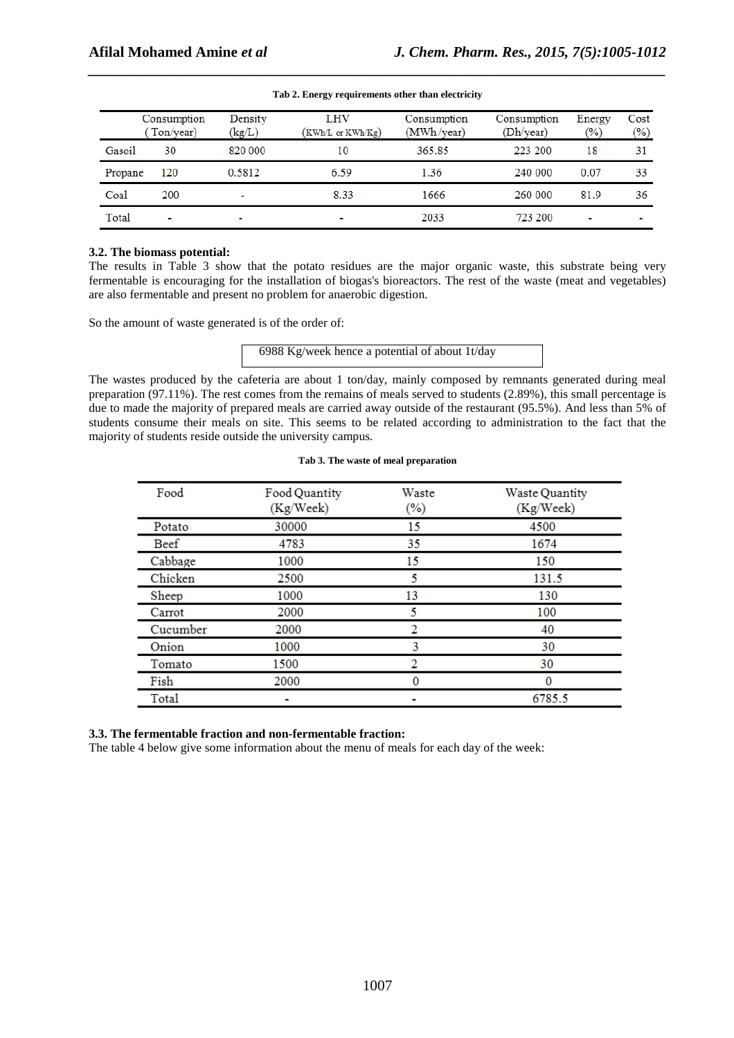**Tab 2. Energy requirements other than electricity**

| | Consumption (Ton/year) | Density (kg/L) | LHV (KWh/L or KWh/Kg) | Consumption (MWh/year) | Consumption (Dh/year) | Energy (%) | Cost (%) |
|---|---|---|---|---|---|---|---|
| Gasoil | 30 | 820 000 | 10 | 365.85 | 223 200 | 18 | 31 |
| Propane | 120 | 0.5812 | 6.59 | 1.36 | 240 000 | 0.07 | 33 |
| Coal | 200 | - | 8.33 | 1666 | 260 000 | 81.9 | 36 |
| Total | - | - | - | 2033 | 723 200 | - | - |

**3.2. The biomass potential:**

The results in Table 3 show that the potato residues are the major organic waste, this substrate being very fermentable is encouraging for the installation of biogas's bioreactors. The rest of the waste (meat and vegetables) are also fermentable and present no problem for anaerobic digestion.

So the amount of waste generated is of the order of:

6988 Kg/week hence a potential of about 1t/day

The wastes produced by the cafeteria are about 1 ton/day, mainly composed by remnants generated during meal preparation (97.11%). The rest comes from the remains of meals served to students (2.89%), this small percentage is due to made the majority of prepared meals are carried away outside of the restaurant (95.5%). And less than 5% of students consume their meals on site. This seems to be related according to administration to the fact that the majority of students reside outside the university campus.

**Tab 3. The waste of meal preparation**

| Food | Food Quantity (Kg/Week) | Waste (%) | Waste Quantity (Kg/Week) |
|---|---|---|---|
| Potato | 30000 | 15 | 4500 |
| Beef | 4783 | 35 | 1674 |
| Cabbage | 1000 | 15 | 150 |
| Chicken | 2500 | 5 | 131.5 |
| Sheep | 1000 | 13 | 130 |
| Carrot | 2000 | 5 | 100 |
| Cucumber | 2000 | 2 | 40 |
| Onion | 1000 | 3 | 30 |
| Tomato | 1500 | 2 | 30 |
| Fish | 2000 | 0 | 0 |
| Total | - | - | 6785.5 |

**3.3. The fermentable fraction and non-fermentable fraction:**

The table 4 below give some information about the menu of meals for each day of the week: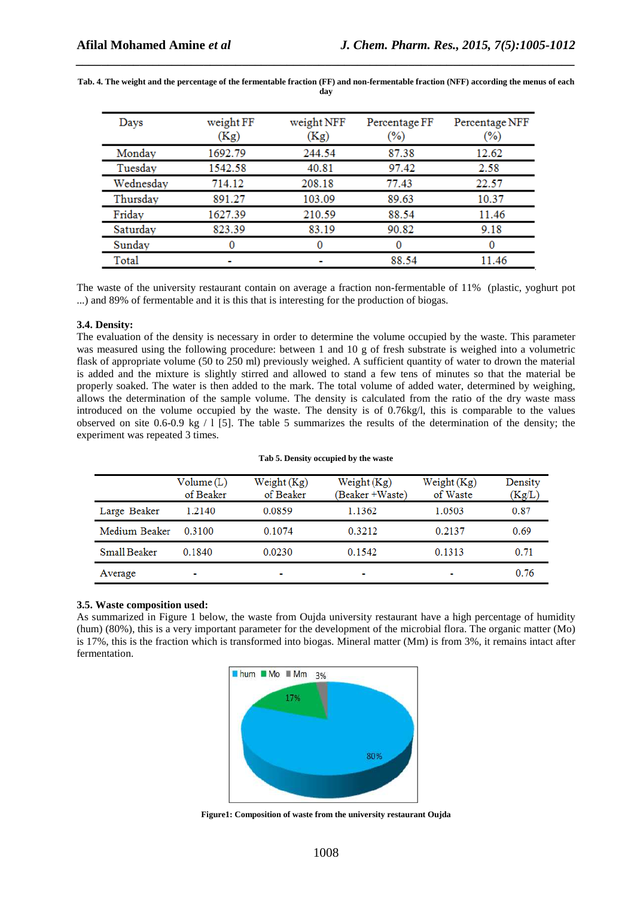**Tab. 4. The weight and the percentage of the fermentable fraction (FF) and non-fermentable fraction (NFF) according the menus of each day**

| Days | weight FF (Kg) | weight NFF (Kg) | Percentage FF (%) | Percentage NFF (%) |
|---|---|---|---|---|
| Monday | 1692.79 | 244.54 | 87.38 | 12.62 |
| Tuesday | 1542.58 | 40.81 | 97.42 | 2.58 |
| Wednesday | 714.12 | 208.18 | 77.43 | 22.57 |
| Thursday | 891.27 | 103.09 | 89.63 | 10.37 |
| Friday | 1627.39 | 210.59 | 88.54 | 11.46 |
| Saturday | 823.39 | 83.19 | 90.82 | 9.18 |
| Sunday | 0 | 0 | 0 | 0 |
| Total | - | - | 88.54 | 11.46 |

The waste of the university restaurant contain on average a fraction non-fermentable of 11% (plastic, yoghurt pot ...) and 89% of fermentable and it is this that is interesting for the production of biogas.

### 3.4. Density:

The evaluation of the density is necessary in order to determine the volume occupied by the waste. This parameter was measured using the following procedure: between 1 and 10 g of fresh substrate is weighed into a volumetric flask of appropriate volume (50 to 250 ml) previously weighed. A sufficient quantity of water to drown the material is added and the mixture is slightly stirred and allowed to stand a few tens of minutes so that the material be properly soaked. The water is then added to the mark. The total volume of added water, determined by weighing, allows the determination of the sample volume. The density is calculated from the ratio of the dry waste mass introduced on the volume occupied by the waste. The density is of 0.76kg/l, this is comparable to the values observed on site 0.6-0.9 kg / l [5]. The table 5 summarizes the results of the determination of the density; the experiment was repeated 3 times.

**Tab 5. Density occupied by the waste**

| | Volume (L) of Beaker | Weight (Kg) of Beaker | Weight (Kg) (Beaker +Waste) | Weight (Kg) of Waste | Density (Kg/L) |
|---|---|---|---|---|---|
| Large Beaker | 1.2140 | 0.0859 | 1.1362 | 1.0503 | 0.87 |
| Medium Beaker | 0.3100 | 0.1074 | 0.3212 | 0.2137 | 0.69 |
| Small Beaker | 0.1840 | 0.0230 | 0.1542 | 0.1313 | 0.71 |
| Average | - | - | - | - | 0.76 |

### 3.5. Waste composition used:

As summarized in Figure 1 below, the waste from Oujda university restaurant have a high percentage of humidity (hum) (80%), this is a very important parameter for the development of the microbial flora. The organic matter (Mo) is 17%, this is the fraction which is transformed into biogas. Mineral matter (Mm) is from 3%, it remains intact after fermentation.

**Figure1: Composition of waste from the university restaurant Oujda**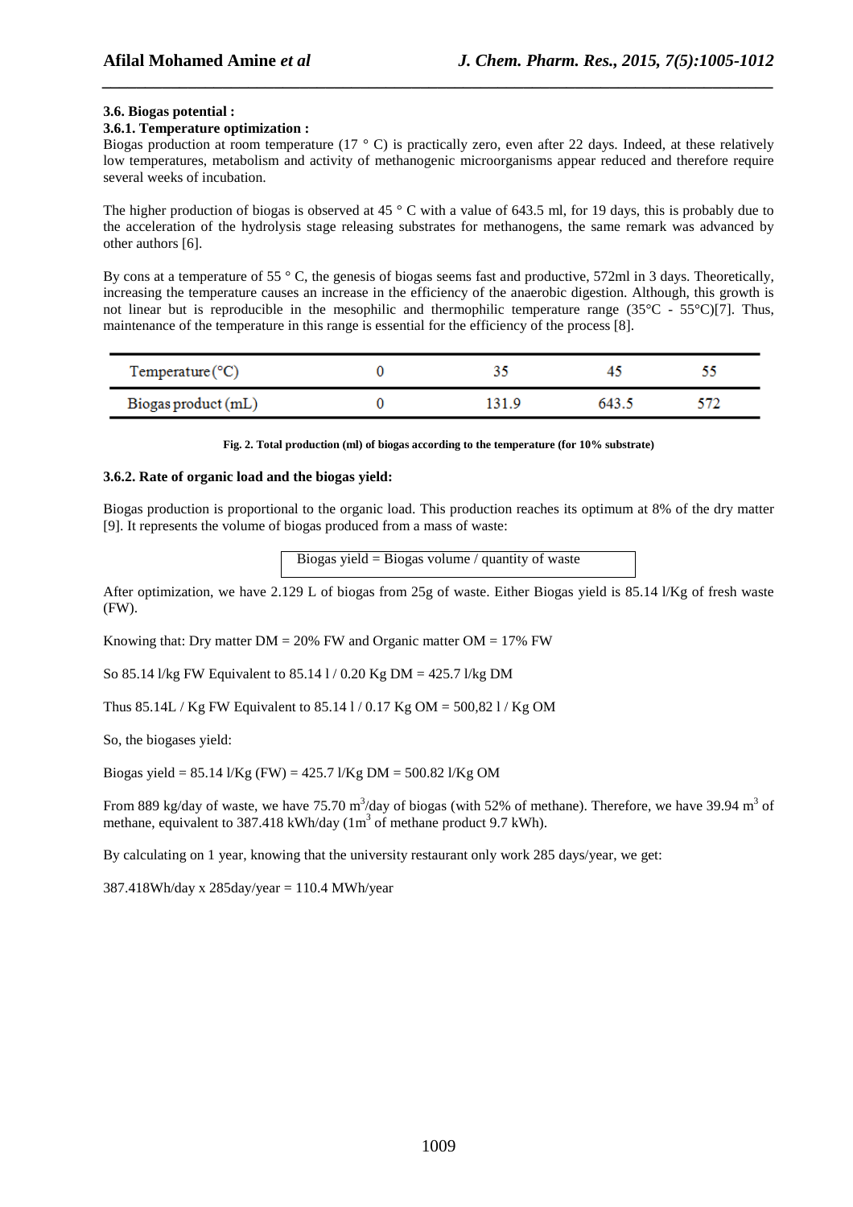### 3.6. Biogas potential :

#### 3.6.1. Temperature optimization :

Biogas production at room temperature (17 ° C) is practically zero, even after 22 days. Indeed, at these relatively low temperatures, metabolism and activity of methanogenic microorganisms appear reduced and therefore require several weeks of incubation.

The higher production of biogas is observed at 45 ° C with a value of 643.5 ml, for 19 days, this is probably due to the acceleration of the hydrolysis stage releasing substrates for methanogens, the same remark was advanced by other authors [6].

By cons at a temperature of 55 ° C, the genesis of biogas seems fast and productive, 572ml in 3 days. Theoretically, increasing the temperature causes an increase in the efficiency of the anaerobic digestion. Although, this growth is not linear but is reproducible in the mesophilic and thermophilic temperature range (35°C - 55°C)[7]. Thus, maintenance of the temperature in this range is essential for the efficiency of the process [8].

| Temperature (°C) | 0 | 35 | 45 | 55 |
|---|---|---|---|---|
| Biogas product (mL) | 0 | 131.9 | 643.5 | 572 |

**Fig. 2. Total production (ml) of biogas according to the temperature (for 10% substrate)**

#### 3.6.2. Rate of organic load and the biogas yield:

Biogas production is proportional to the organic load. This production reaches its optimum at 8% of the dry matter [9]. It represents the volume of biogas produced from a mass of waste:

Biogas yield = Biogas volume / quantity of waste

After optimization, we have 2.129 L of biogas from 25g of waste. Either Biogas yield is 85.14 l/Kg of fresh waste (FW).

Knowing that: Dry matter DM = 20% FW and Organic matter OM = 17% FW

So 85.14 l/kg FW Equivalent to 85.14 l / 0.20 Kg DM = 425.7 l/kg DM

Thus 85.14L / Kg FW Equivalent to 85.14 l / 0.17 Kg OM = 500,82 l / Kg OM

So, the biogases yield:

Biogas yield = 85.14 l/Kg (FW) = 425.7 l/Kg DM = 500.82 l/Kg OM

From 889 kg/day of waste, we have 75.70 $m^3$/day of biogas (with 52% of methane). Therefore, we have 39.94 $m^3$ of methane, equivalent to 387.418 kWh/day (1$m^3$ of methane product 9.7 kWh).

By calculating on 1 year, knowing that the university restaurant only work 285 days/year, we get:

387.418Wh/day x 285day/year = 110.4 MWh/year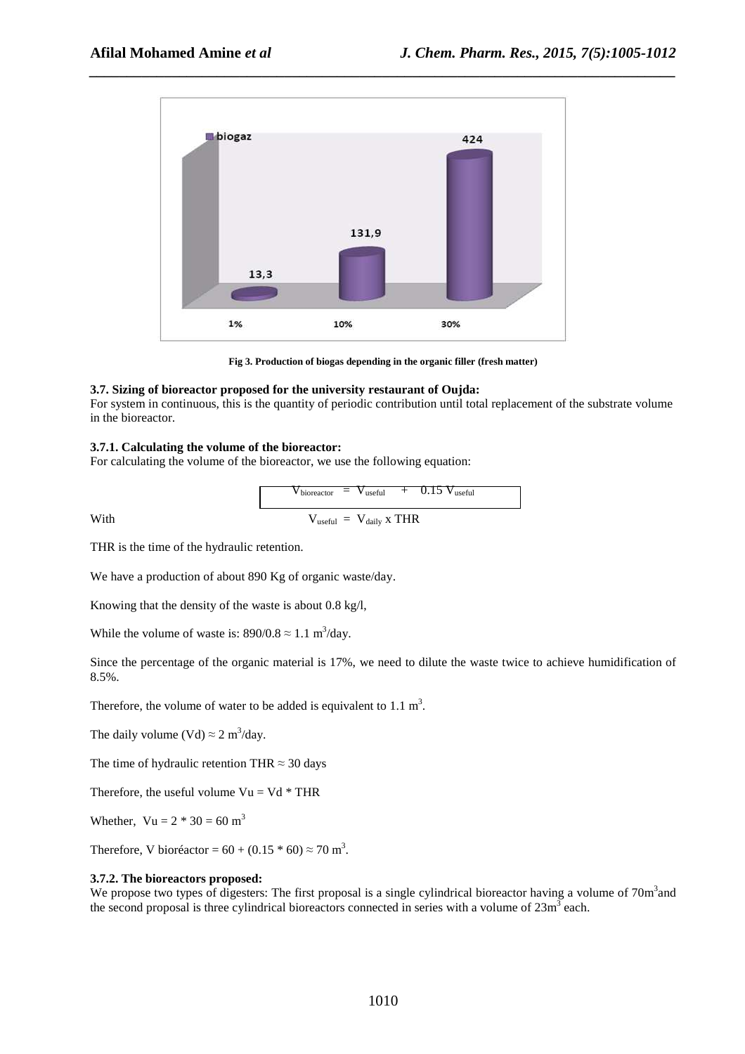Fig 3. Production of biogas depending in the organic filler (fresh matter)

### 3.7. Sizing of bioreactor proposed for the university restaurant of Oujda:

For system in continuous, this is the quantity of periodic contribution until total replacement of the substrate volume in the bioreactor.

#### 3.7.1. Calculating the volume of the bioreactor:

For calculating the volume of the bioreactor, we use the following equation:

$$V_{bioreactor} = V_{useful} + 0.15\ V_{useful}$$

With

$$V_{useful} = V_{daily} \times THR$$

THR is the time of the hydraulic retention.

We have a production of about 890 Kg of organic waste/day.

Knowing that the density of the waste is about 0.8 kg/l,

While the volume of waste is: $890/0.8 \approx 1.1\ m^3$/day.

Since the percentage of the organic material is 17%, we need to dilute the waste twice to achieve humidification of 8.5%.

Therefore, the volume of water to be added is equivalent to $1.1\ m^3$.

The daily volume (Vd) $\approx 2\ m^3$/day.

The time of hydraulic retention THR $\approx$ 30 days

Therefore, the useful volume Vu = Vd * THR

Whether, $Vu = 2 * 30 = 60\ m^3$

Therefore, V bioréactor = $60 + (0.15 * 60) \approx 70\ m^3$.

#### 3.7.2. The bioreactors proposed:

We propose two types of digesters: The first proposal is a single cylindrical bioreactor having a volume of $70m^3$ and the second proposal is three cylindrical bioreactors connected in series with a volume of $23m^3$ each.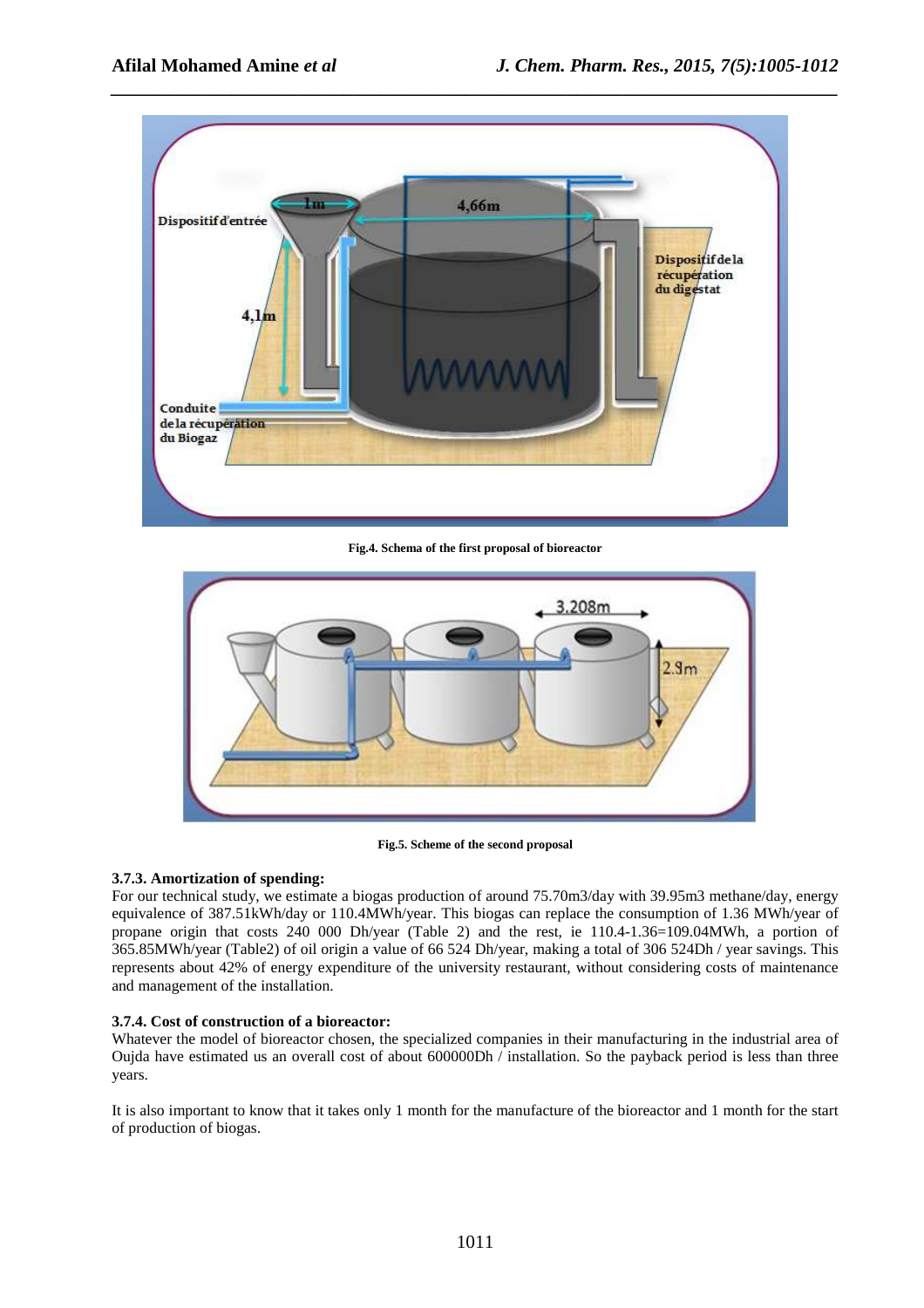Fig.4. Schema of the first proposal of bioreactor

Fig.5. Scheme of the second proposal

### 3.7.3. Amortization of spending:

For our technical study, we estimate a biogas production of around 75.70m3/day with 39.95m3 methane/day, energy equivalence of 387.51kWh/day or 110.4MWh/year. This biogas can replace the consumption of 1.36 MWh/year of propane origin that costs 240 000 Dh/year (Table 2) and the rest, ie 110.4-1.36=109.04MWh, a portion of 365.85MWh/year (Table2) of oil origin a value of 66 524 Dh/year, making a total of 306 524Dh / year savings. This represents about 42% of energy expenditure of the university restaurant, without considering costs of maintenance and management of the installation.

### 3.7.4. Cost of construction of a bioreactor:

Whatever the model of bioreactor chosen, the specialized companies in their manufacturing in the industrial area of Oujda have estimated us an overall cost of about 600000Dh / installation. So the payback period is less than three years.

It is also important to know that it takes only 1 month for the manufacture of the bioreactor and 1 month for the start of production of biogas.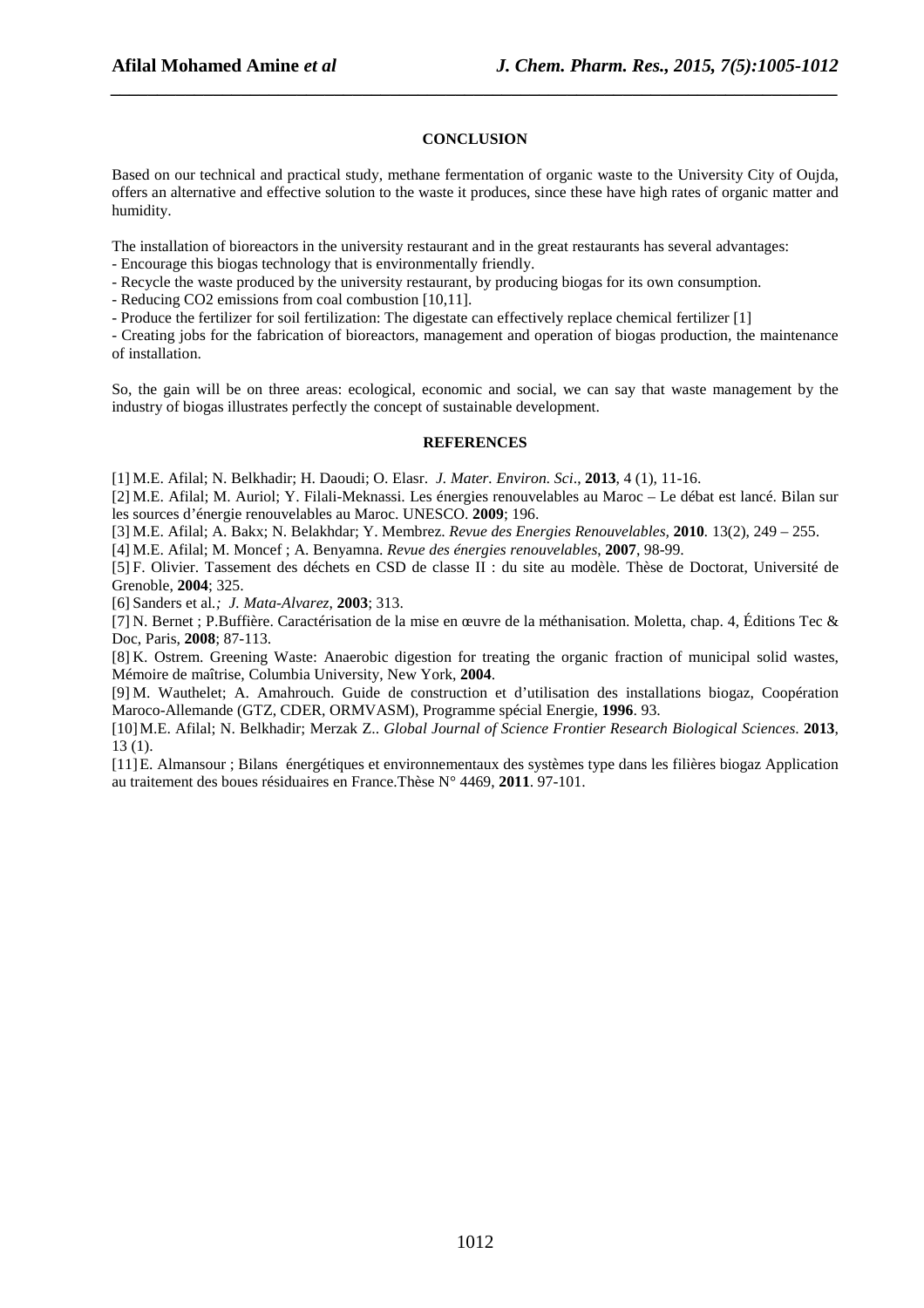## CONCLUSION

Based on our technical and practical study, methane fermentation of organic waste to the University City of Oujda, offers an alternative and effective solution to the waste it produces, since these have high rates of organic matter and humidity.

The installation of bioreactors in the university restaurant and in the great restaurants has several advantages:
- Encourage this biogas technology that is environmentally friendly.
- Recycle the waste produced by the university restaurant, by producing biogas for its own consumption.
- Reducing $CO_2$ emissions from coal combustion [10,11].
- Produce the fertilizer for soil fertilization: The digestate can effectively replace chemical fertilizer [1]
- Creating jobs for the fabrication of bioreactors, management and operation of biogas production, the maintenance of installation.

So, the gain will be on three areas: ecological, economic and social, we can say that waste management by the industry of biogas illustrates perfectly the concept of sustainable development.

## REFERENCES

[1] M.E. Afilal; N. Belkhadir; H. Daoudi; O. Elasr. *J. Mater. Environ. Sci*., **2013**, 4 (1), 11-16.

[2] M.E. Afilal; M. Auriol; Y. Filali-Meknassi. Les énergies renouvelables au Maroc – Le débat est lancé. Bilan sur les sources d'énergie renouvelables au Maroc. UNESCO. **2009**; 196.

[3] M.E. Afilal; A. Bakx; N. Belakhdar; Y. Membrez. *Revue des Energies Renouvelables*, **2010**. 13(2), 249 – 255.

[4] M.E. Afilal; M. Moncef ; A. Benyamna. *Revue des énergies renouvelables*, **2007**, 98-99.

[5] F. Olivier. Tassement des déchets en CSD de classe II : du site au modèle. Thèse de Doctorat, Université de Grenoble, **2004**; 325.

[6] Sanders et al*.; J. Mata-Alvarez*, **2003**; 313.

[7] N. Bernet ; P.Buffière. Caractérisation de la mise en œuvre de la méthanisation. Moletta, chap. 4, Éditions Tec & Doc, Paris, **2008**; 87-113.

[8] K. Ostrem. Greening Waste: Anaerobic digestion for treating the organic fraction of municipal solid wastes, Mémoire de maîtrise, Columbia University, New York, **2004**.

[9] M. Wauthelet; A. Amahrouch. Guide de construction et d'utilisation des installations biogaz, Coopération Maroco-Allemande (GTZ, CDER, ORMVASM), Programme spécial Energie, **1996**. 93.

[10] M.E. Afilal; N. Belkhadir; Merzak Z.. *Global Journal of Science Frontier Research Biological Sciences*. **2013**, 13 (1).

[11] E. Almansour ; Bilans énergétiques et environnementaux des systèmes type dans les filières biogaz Application au traitement des boues résiduaires en France.Thèse N° 4469, **2011**. 97-101.